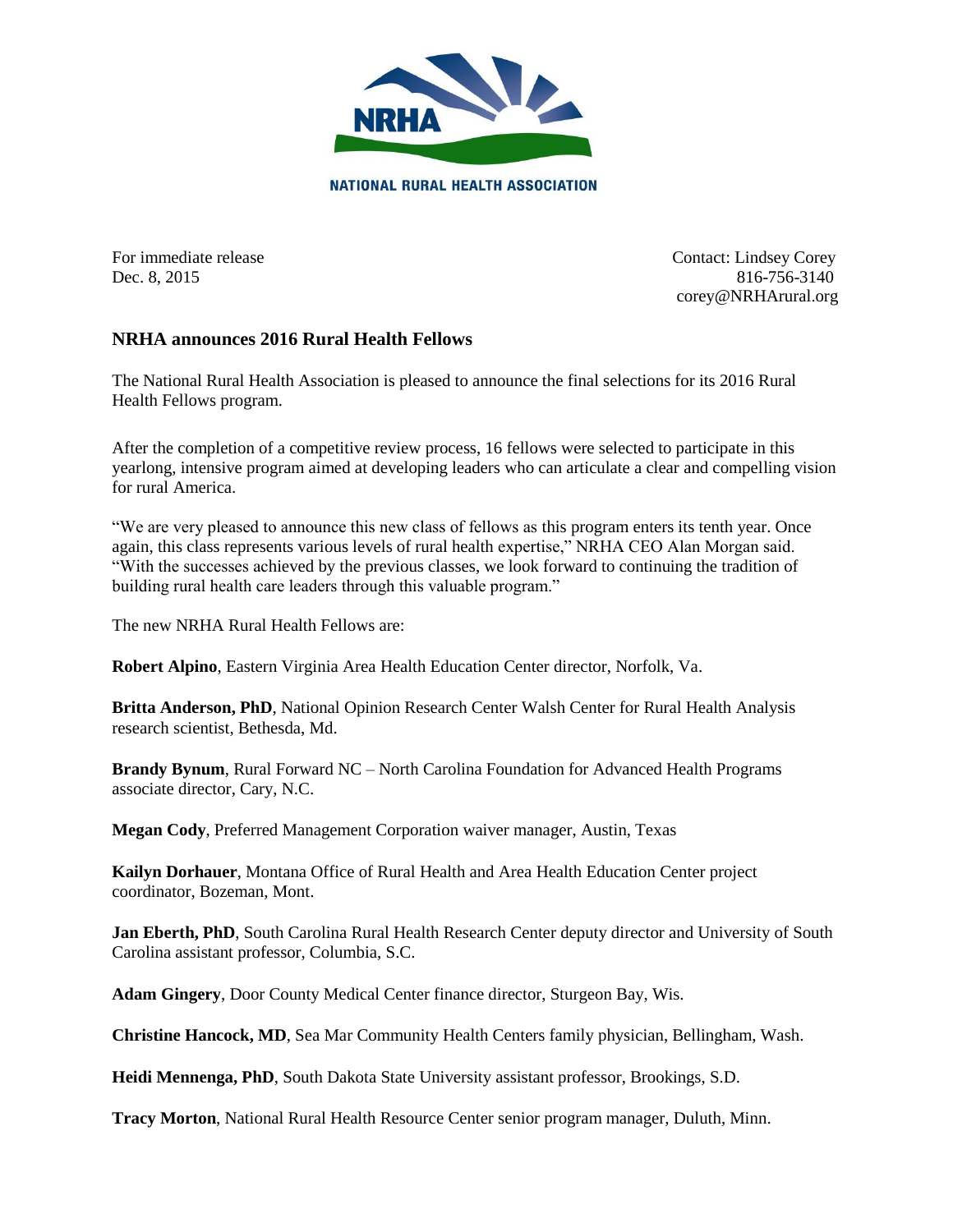NRHA

NATIONAL RURAL HEALTH ASSOCIATION

For immediate release
Dec. 8, 2015

Contact: Lindsey Corey
816-756-3140
corey@NRHArural.org

## NRHA announces 2016 Rural Health Fellows

The National Rural Health Association is pleased to announce the final selections for its 2016 Rural Health Fellows program.

After the completion of a competitive review process, 16 fellows were selected to participate in this yearlong, intensive program aimed at developing leaders who can articulate a clear and compelling vision for rural America.

"We are very pleased to announce this new class of fellows as this program enters its tenth year. Once again, this class represents various levels of rural health expertise," NRHA CEO Alan Morgan said. "With the successes achieved by the previous classes, we look forward to continuing the tradition of building rural health care leaders through this valuable program."

The new NRHA Rural Health Fellows are:

**Robert Alpino**, Eastern Virginia Area Health Education Center director, Norfolk, Va.

**Britta Anderson, PhD**, National Opinion Research Center Walsh Center for Rural Health Analysis research scientist, Bethesda, Md.

**Brandy Bynum**, Rural Forward NC – North Carolina Foundation for Advanced Health Programs associate director, Cary, N.C.

**Megan Cody**, Preferred Management Corporation waiver manager, Austin, Texas

**Kailyn Dorhauer**, Montana Office of Rural Health and Area Health Education Center project coordinator, Bozeman, Mont.

**Jan Eberth, PhD**, South Carolina Rural Health Research Center deputy director and University of South Carolina assistant professor, Columbia, S.C.

**Adam Gingery**, Door County Medical Center finance director, Sturgeon Bay, Wis.

**Christine Hancock, MD**, Sea Mar Community Health Centers family physician, Bellingham, Wash.

**Heidi Mennenga, PhD**, South Dakota State University assistant professor, Brookings, S.D.

**Tracy Morton**, National Rural Health Resource Center senior program manager, Duluth, Minn.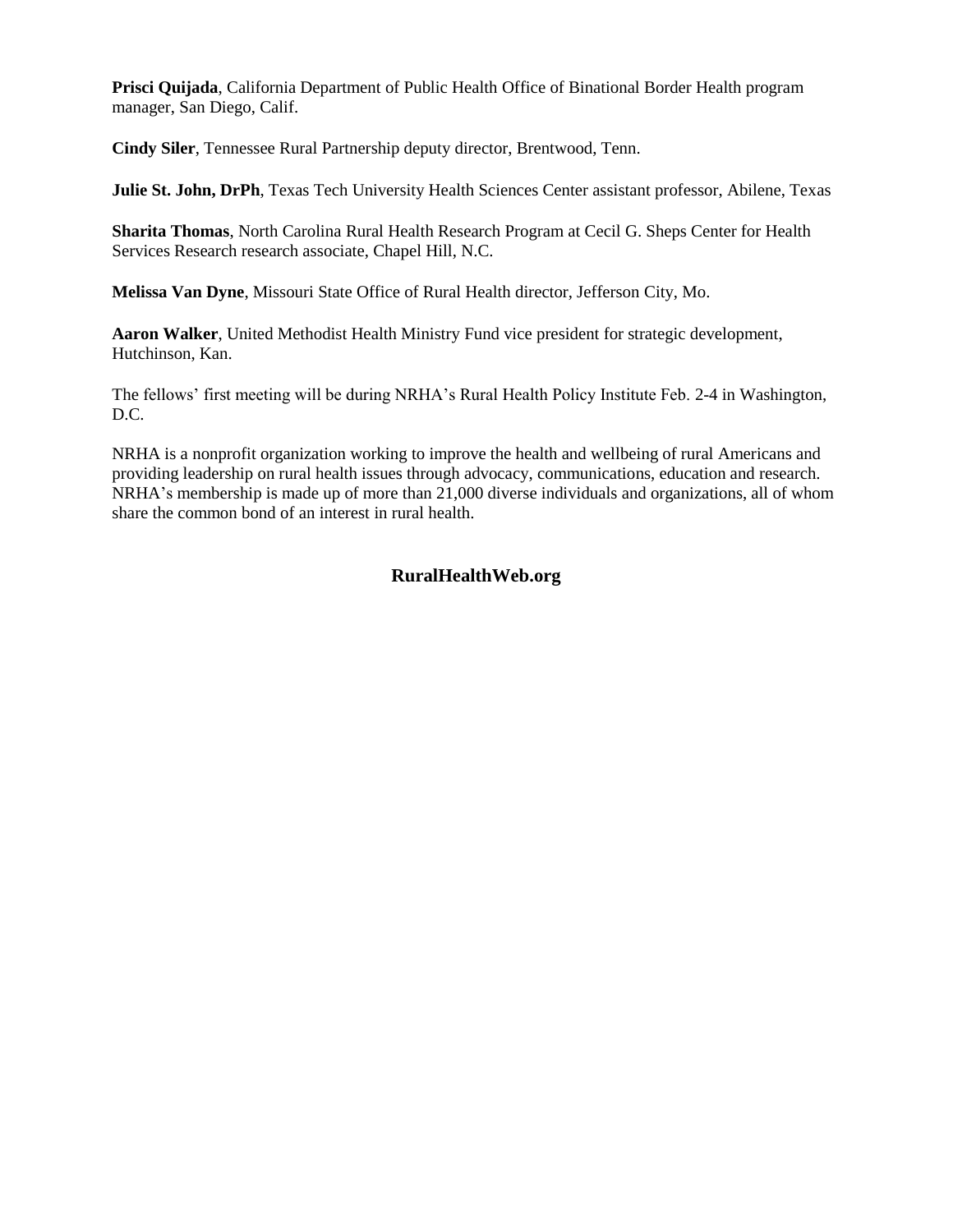**Prisci Quijada**, California Department of Public Health Office of Binational Border Health program manager, San Diego, Calif.

**Cindy Siler**, Tennessee Rural Partnership deputy director, Brentwood, Tenn.

**Julie St. John, DrPh**, Texas Tech University Health Sciences Center assistant professor, Abilene, Texas

**Sharita Thomas**, North Carolina Rural Health Research Program at Cecil G. Sheps Center for Health Services Research research associate, Chapel Hill, N.C.

**Melissa Van Dyne**, Missouri State Office of Rural Health director, Jefferson City, Mo.

**Aaron Walker**, United Methodist Health Ministry Fund vice president for strategic development, Hutchinson, Kan.

The fellows' first meeting will be during NRHA's Rural Health Policy Institute Feb. 2-4 in Washington, D.C.

NRHA is a nonprofit organization working to improve the health and wellbeing of rural Americans and providing leadership on rural health issues through advocacy, communications, education and research. NRHA's membership is made up of more than 21,000 diverse individuals and organizations, all of whom share the common bond of an interest in rural health.

**RuralHealthWeb.org**